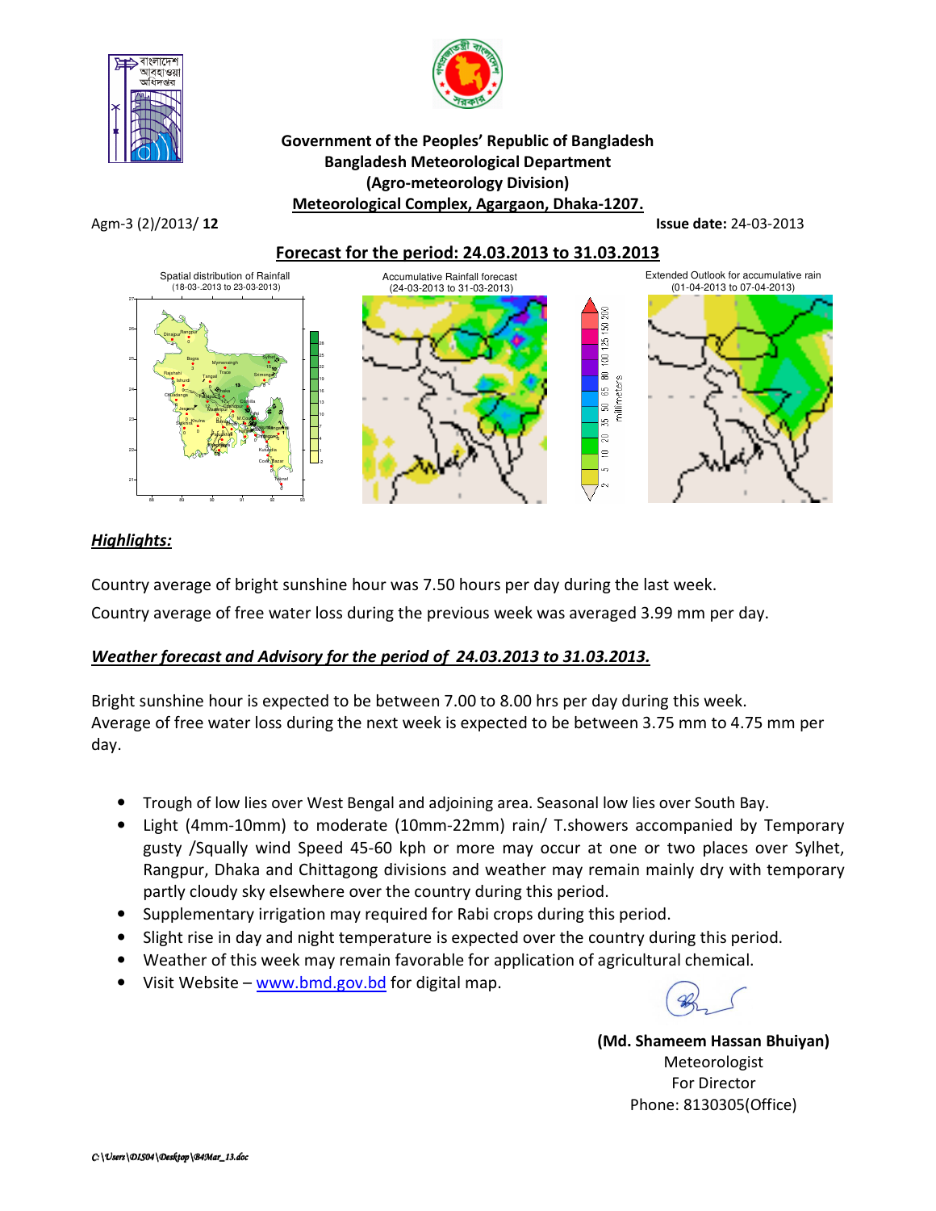**Government of the Peoples' Republic of Bangladesh**
**Bangladesh Meteorological Department**
**(Agro-meteorology Division)**
**Meteorological Complex, Agargaon, Dhaka-1207.**

Agm-3 (2)/2013/ **12** **Issue date:** 24-03-2013

## Forecast for the period: 24.03.2013 to 31.03.2013

Spatial distribution of Rainfall (18-03-.2013 to 23-03-2013)

Accumulative Rainfall forecast (24-03-2013 to 31-03-2013)

millimeters

Extended Outlook for accumulative rain (01-04-2013 to 07-04-2013)

## Highlights:

Country average of bright sunshine hour was 7.50 hours per day during the last week.

Country average of free water loss during the previous week was averaged 3.99 mm per day.

## Weather forecast and Advisory for the period of 24.03.2013 to 31.03.2013.

Bright sunshine hour is expected to be between 7.00 to 8.00 hrs per day during this week.
Average of free water loss during the next week is expected to be between 3.75 mm to 4.75 mm per day.

- Trough of low lies over West Bengal and adjoining area. Seasonal low lies over South Bay.
- Light (4mm-10mm) to moderate (10mm-22mm) rain/ T.showers accompanied by Temporary gusty /Squally wind Speed 45-60 kph or more may occur at one or two places over Sylhet, Rangpur, Dhaka and Chittagong divisions and weather may remain mainly dry with temporary partly cloudy sky elsewhere over the country during this period.
- Supplementary irrigation may required for Rabi crops during this period.
- Slight rise in day and night temperature is expected over the country during this period.
- Weather of this week may remain favorable for application of agricultural chemical.
- Visit Website – www.bmd.gov.bd for digital map.

**(Md. Shameem Hassan Bhuiyan)**
Meteorologist
For Director
Phone: 8130305(Office)

*C:\Users\DIS04\Desktop\24Mar_13.doc*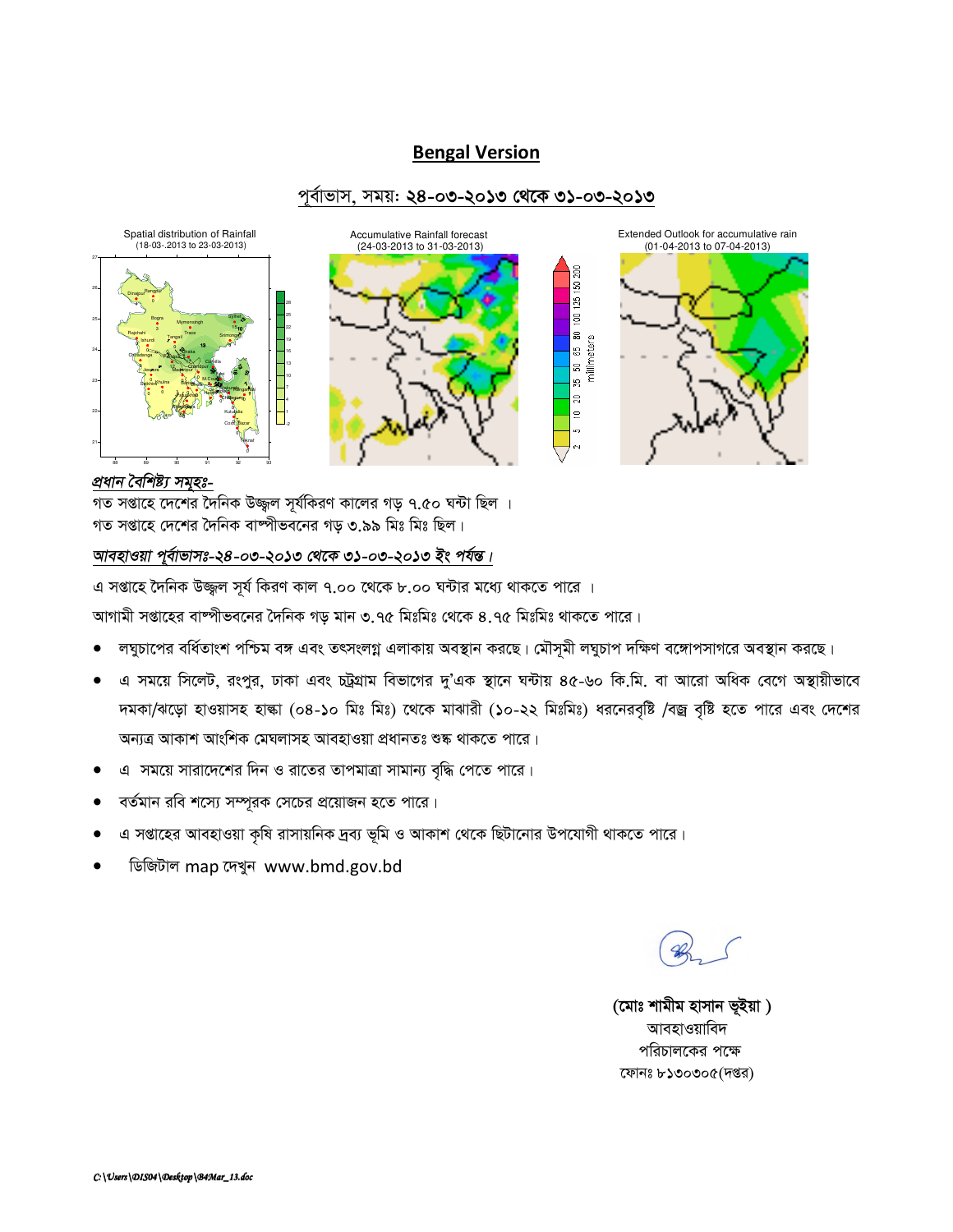## Bengal Version

### পূর্বাভাস, সময়: ২৪-০৩-২০১৩ থেকে ৩১-০৩-২০১৩

Spatial distribution of Rainfall
(18-03-.2013 to 23-03-2013)

Accumulative Rainfall forecast
(24-03-2013 to 31-03-2013)

millimeters

Extended Outlook for accumulative rain
(01-04-2013 to 07-04-2013)

***প্রধান বৈশিষ্ট্য সমূহঃ-***

গত সপ্তাহে দেশের দৈনিক উজ্জ্বল সূর্যকিরণ কালের গড় ৭.৫০ ঘন্টা ছিল ।
গত সপ্তাহে দেশের দৈনিক বাষ্পীভবনের গড় ৩.৯৯ মিঃ মিঃ ছিল।

***আবহাওয়া পূর্বাভাসঃ-২৪-০৩-২০১৩ থেকে ৩১-০৩-২০১৩ ইং পর্যন্ত।***

এ সপ্তাহে দৈনিক উজ্জ্বল সূর্য কিরণ কাল ৭.০০ থেকে ৮.০০ ঘন্টার মধ্যে থাকতে পারে ।
আগামী সপ্তাহের বাষ্পীভবনের দৈনিক গড় মান ৩.৭৫ মিঃমিঃ থেকে ৪.৭৫ মিঃমিঃ থাকতে পারে।

- লঘুচাপের বর্ধিতাংশ পশ্চিম বঙ্গ এবং তৎসংলগ্ন এলাকায় অবস্থান করছে। মৌসূমী লঘুচাপ দক্ষিণ বঙ্গোপসাগরে অবস্থান করছে।
- এ সময়ে সিলেট, রংপুর, ঢাকা এবং চট্রগ্রাম বিভাগের দু'এক স্থানে ঘন্টায় ৪৫-৬০ কি.মি. বা আরো অধিক বেগে অস্থায়ীভাবে দমকা/ঝড়ো হাওয়াসহ হাল্কা (০৪-১০ মিঃ মিঃ) থেকে মাঝারী (১০-২২ মিঃমিঃ) ধরনেরবৃষ্টি /বজ্র বৃষ্টি হতে পারে এবং দেশের অন্যত্র আকাশ আংশিক মেঘলাসহ আবহাওয়া প্রধানতঃ শুষ্ক থাকতে পারে।
- এ সময়ে সারাদেশের দিন ও রাতের তাপমাত্রা সামান্য বৃদ্ধি পেতে পারে।
- বর্তমান রবি শস্যে সম্পূরক সেচের প্রয়োজন হতে পারে।
- এ সপ্তাহের আবহাওয়া কৃষি রাসায়নিক দ্রব্য ভূমি ও আকাশ থেকে ছিটানোর উপযোগী থাকতে পারে।
- ডিজিটাল map দেখুন www.bmd.gov.bd

**(মোঃ শামীম হাসান ভূইয়া )**
আবহাওয়াবিদ
পরিচালকের পক্ষে
ফোনঃ ৮১৩০৩০৫(দপ্তর)

*C:\Users\DIS04\Desktop\B4Mar_13.doc*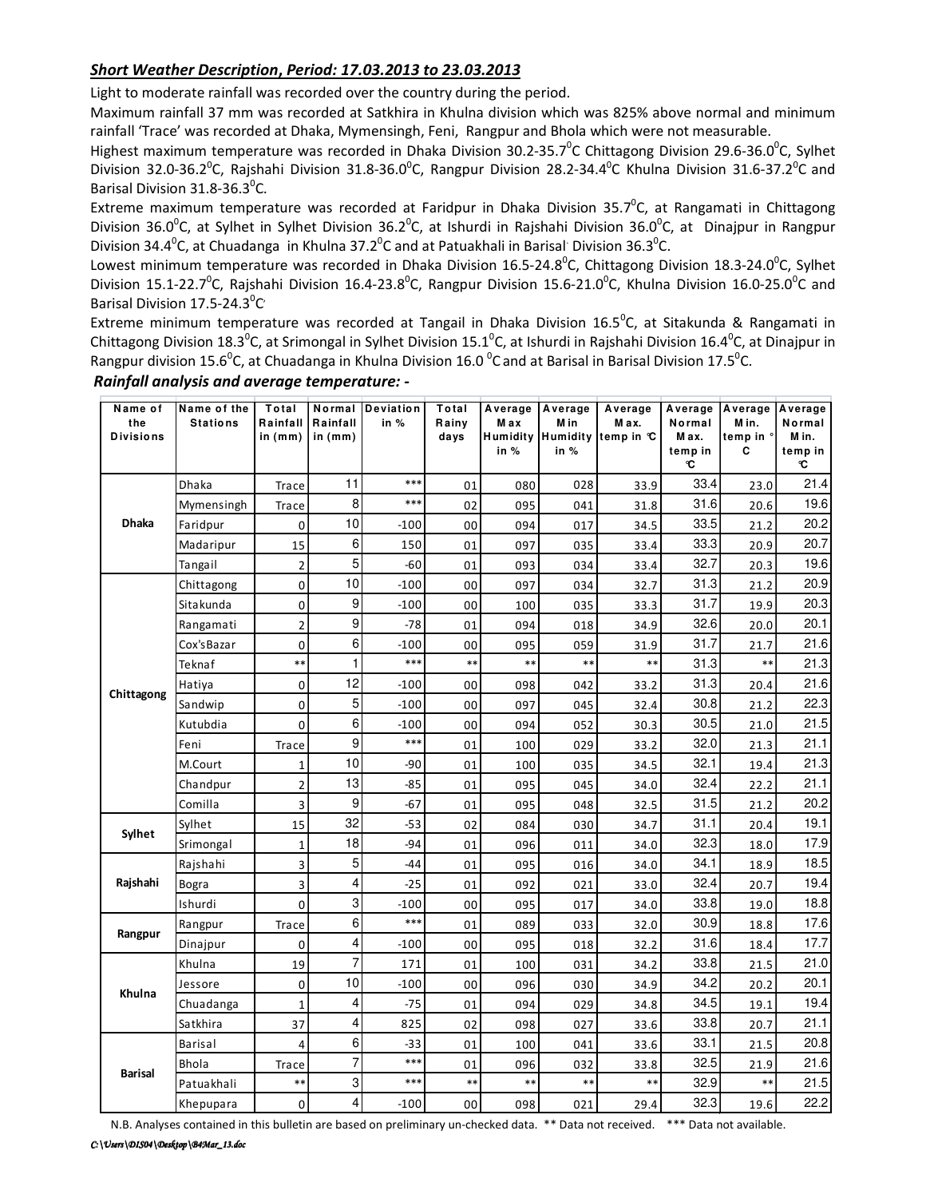***Short Weather Description, Period: 17.03.2013 to 23.03.2013***

Light to moderate rainfall was recorded over the country during the period.

Maximum rainfall 37 mm was recorded at Satkhira in Khulna division which was 825% above normal and minimum rainfall 'Trace' was recorded at Dhaka, Mymensingh, Feni, Rangpur and Bhola which were not measurable.

Highest maximum temperature was recorded in Dhaka Division 30.2-35.7$^0$C Chittagong Division 29.6-36.0$^0$C, Sylhet Division 32.0-36.2$^0$C, Rajshahi Division 31.8-36.0$^0$C, Rangpur Division 28.2-34.4$^0$C Khulna Division 31.6-37.2$^0$C and Barisal Division 31.8-36.3$^0$C.

Extreme maximum temperature was recorded at Faridpur in Dhaka Division 35.7$^0$C, at Rangamati in Chittagong Division 36.0$^0$C, at Sylhet in Sylhet Division 36.2$^0$C, at Ishurdi in Rajshahi Division 36.0$^0$C, at Dinajpur in Rangpur Division 34.4$^0$C, at Chuadanga in Khulna 37.2$^0$C and at Patuakhali in Barisal Division 36.3$^0$C.

Lowest minimum temperature was recorded in Dhaka Division 16.5-24.8$^0$C, Chittagong Division 18.3-24.0$^0$C, Sylhet Division 15.1-22.7$^0$C, Rajshahi Division 16.4-23.8$^0$C, Rangpur Division 15.6-21.0$^0$C, Khulna Division 16.0-25.0$^0$C and Barisal Division 17.5-24.3$^0$C.

Extreme minimum temperature was recorded at Tangail in Dhaka Division 16.5$^0$C, at Sitakunda & Rangamati in Chittagong Division 18.3$^0$C, at Srimongal in Sylhet Division 15.1$^0$C, at Ishurdi in Rajshahi Division 16.4$^0$C, at Dinajpur in Rangpur division 15.6$^0$C, at Chuadanga in Khulna Division 16.0 $^0$C and at Barisal in Barisal Division 17.5$^0$C.

***Rainfall analysis and average temperature: -***

| Name of the Divisions | Name of the Stations | Total Rainfall in (mm) | Normal Rainfall in (mm) | Deviation in % | Total Rainy days | Average Max Humidity in % | Average Min Humidity in % | Average Max. temp in °C | Average Normal Max. temp in °C | Average Min. temp in °C | Average Normal Min. temp in °C |
|---|---|---|---|---|---|---|---|---|---|---|---|
| Dhaka | Dhaka | Trace | 11 | *** | 01 | 080 | 028 | 33.9 | 33.4 | 23.0 | 21.4 |
| | Mymensingh | Trace | 8 | *** | 02 | 095 | 041 | 31.8 | 31.6 | 20.6 | 19.6 |
| | Faridpur | 0 | 10 | -100 | 00 | 094 | 017 | 34.5 | 33.5 | 21.2 | 20.2 |
| | Madaripur | 15 | 6 | 150 | 01 | 097 | 035 | 33.4 | 33.3 | 20.9 | 20.7 |
| | Tangail | 2 | 5 | -60 | 01 | 093 | 034 | 33.4 | 32.7 | 20.3 | 19.6 |
| Chittagong | Chittagong | 0 | 10 | -100 | 00 | 097 | 034 | 32.7 | 31.3 | 21.2 | 20.9 |
| | Sitakunda | 0 | 9 | -100 | 00 | 100 | 035 | 33.3 | 31.7 | 19.9 | 20.3 |
| | Rangamati | 2 | 9 | -78 | 01 | 094 | 018 | 34.9 | 32.6 | 20.0 | 20.1 |
| | Cox'sBazar | 0 | 6 | -100 | 00 | 095 | 059 | 31.9 | 31.7 | 21.7 | 21.6 |
| | Teknaf | ** | 1 | *** | ** | ** | ** | ** | 31.3 | ** | 21.3 |
| | Hatiya | 0 | 12 | -100 | 00 | 098 | 042 | 33.2 | 31.3 | 20.4 | 21.6 |
| | Sandwip | 0 | 5 | -100 | 00 | 097 | 045 | 32.4 | 30.8 | 21.2 | 22.3 |
| | Kutubdia | 0 | 6 | -100 | 00 | 094 | 052 | 30.3 | 30.5 | 21.0 | 21.5 |
| | Feni | Trace | 9 | *** | 01 | 100 | 029 | 33.2 | 32.0 | 21.3 | 21.1 |
| | M.Court | 1 | 10 | -90 | 01 | 100 | 035 | 34.5 | 32.1 | 19.4 | 21.3 |
| | Chandpur | 2 | 13 | -85 | 01 | 095 | 045 | 34.0 | 32.4 | 22.2 | 21.1 |
| | Comilla | 3 | 9 | -67 | 01 | 095 | 048 | 32.5 | 31.5 | 21.2 | 20.2 |
| Sylhet | Sylhet | 15 | 32 | -53 | 02 | 084 | 030 | 34.7 | 31.1 | 20.4 | 19.1 |
| | Srimongal | 1 | 18 | -94 | 01 | 096 | 011 | 34.0 | 32.3 | 18.0 | 17.9 |
| Rajshahi | Rajshahi | 3 | 5 | -44 | 01 | 095 | 016 | 34.0 | 34.1 | 18.9 | 18.5 |
| | Bogra | 3 | 4 | -25 | 01 | 092 | 021 | 33.0 | 32.4 | 20.7 | 19.4 |
| | Ishurdi | 0 | 3 | -100 | 00 | 095 | 017 | 34.0 | 33.8 | 19.0 | 18.8 |
| Rangpur | Rangpur | Trace | 6 | *** | 01 | 089 | 033 | 32.0 | 30.9 | 18.8 | 17.6 |
| | Dinajpur | 0 | 4 | -100 | 00 | 095 | 018 | 32.2 | 31.6 | 18.4 | 17.7 |
| Khulna | Khulna | 19 | 7 | 171 | 01 | 100 | 031 | 34.2 | 33.8 | 21.5 | 21.0 |
| | Jessore | 0 | 10 | -100 | 00 | 096 | 030 | 34.9 | 34.2 | 20.2 | 20.1 |
| | Chuadanga | 1 | 4 | -75 | 01 | 094 | 029 | 34.8 | 34.5 | 19.1 | 19.4 |
| | Satkhira | 37 | 4 | 825 | 02 | 098 | 027 | 33.6 | 33.8 | 20.7 | 21.1 |
| Barisal | Barisal | 4 | 6 | -33 | 01 | 100 | 041 | 33.6 | 33.1 | 21.5 | 20.8 |
| | Bhola | Trace | 7 | *** | 01 | 096 | 032 | 33.8 | 32.5 | 21.9 | 21.6 |
| | Patuakhali | ** | 3 | *** | ** | ** | ** | ** | 32.9 | ** | 21.5 |
| | Khepupara | 0 | 4 | -100 | 00 | 098 | 021 | 29.4 | 32.3 | 19.6 | 22.2 |

N.B. Analyses contained in this bulletin are based on preliminary un-checked data. ** Data not received. *** Data not available.

*C:\Users\DIS04\Desktop\B4Mar_13.doc*